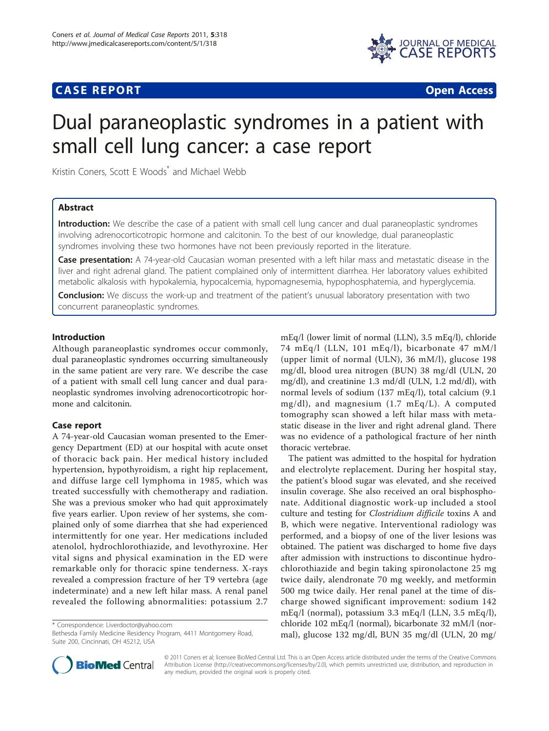**CASE REPORT** **Open Access**

# Dual paraneoplastic syndromes in a patient with small cell lung cancer: a case report

Kristin Coners, Scott E Woods* and Michael Webb

## Abstract

**Introduction:** We describe the case of a patient with small cell lung cancer and dual paraneoplastic syndromes involving adrenocorticotropic hormone and calcitonin. To the best of our knowledge, dual paraneoplastic syndromes involving these two hormones have not been previously reported in the literature.

**Case presentation:** A 74-year-old Caucasian woman presented with a left hilar mass and metastatic disease in the liver and right adrenal gland. The patient complained only of intermittent diarrhea. Her laboratory values exhibited metabolic alkalosis with hypokalemia, hypocalcemia, hypomagnesemia, hypophosphatemia, and hyperglycemia.

**Conclusion:** We discuss the work-up and treatment of the patient's unusual laboratory presentation with two concurrent paraneoplastic syndromes.

## Introduction

Although paraneoplastic syndromes occur commonly, dual paraneoplastic syndromes occurring simultaneously in the same patient are very rare. We describe the case of a patient with small cell lung cancer and dual paraneoplastic syndromes involving adrenocorticotropic hormone and calcitonin.

## Case report

A 74-year-old Caucasian woman presented to the Emergency Department (ED) at our hospital with acute onset of thoracic back pain. Her medical history included hypertension, hypothyroidism, a right hip replacement, and diffuse large cell lymphoma in 1985, which was treated successfully with chemotherapy and radiation. She was a previous smoker who had quit approximately five years earlier. Upon review of her systems, she complained only of some diarrhea that she had experienced intermittently for one year. Her medications included atenolol, hydrochlorothiazide, and levothyroxine. Her vital signs and physical examination in the ED were remarkable only for thoracic spine tenderness. X-rays revealed a compression fracture of her T9 vertebra (age indeterminate) and a new left hilar mass. A renal panel revealed the following abnormalities: potassium 2.7 mEq/l (lower limit of normal (LLN), 3.5 mEq/l), chloride 74 mEq/l (LLN, 101 mEq/l), bicarbonate 47 mM/l (upper limit of normal (ULN), 36 mM/l), glucose 198 mg/dl, blood urea nitrogen (BUN) 38 mg/dl (ULN, 20 mg/dl), and creatinine 1.3 md/dl (ULN, 1.2 md/dl), with normal levels of sodium (137 mEq/l), total calcium (9.1 mg/dl), and magnesium (1.7 mEq/L). A computed tomography scan showed a left hilar mass with metastatic disease in the liver and right adrenal gland. There was no evidence of a pathological fracture of her ninth thoracic vertebrae.

The patient was admitted to the hospital for hydration and electrolyte replacement. During her hospital stay, the patient's blood sugar was elevated, and she received insulin coverage. She also received an oral bisphosphonate. Additional diagnostic work-up included a stool culture and testing for *Clostridium difficile* toxins A and B, which were negative. Interventional radiology was performed, and a biopsy of one of the liver lesions was obtained. The patient was discharged to home five days after admission with instructions to discontinue hydrochlorothiazide and begin taking spironolactone 25 mg twice daily, alendronate 70 mg weekly, and metformin 500 mg twice daily. Her renal panel at the time of discharge showed significant improvement: sodium 142 mEq/l (normal), potassium 3.3 mEq/l (LLN, 3.5 mEq/l), chloride 102 mEq/l (normal), bicarbonate 32 mM/l (normal), glucose 132 mg/dl, BUN 35 mg/dl (ULN, 20 mg/

* Correspondence: Liverdoctor@yahoo.com
Bethesda Family Medicine Residency Program, 4411 Montgomery Road, Suite 200, Cincinnati, OH 45212, USA

© 2011 Coners et al; licensee BioMed Central Ltd. This is an Open Access article distributed under the terms of the Creative Commons Attribution License (http://creativecommons.org/licenses/by/2.0), which permits unrestricted use, distribution, and reproduction in any medium, provided the original work is properly cited.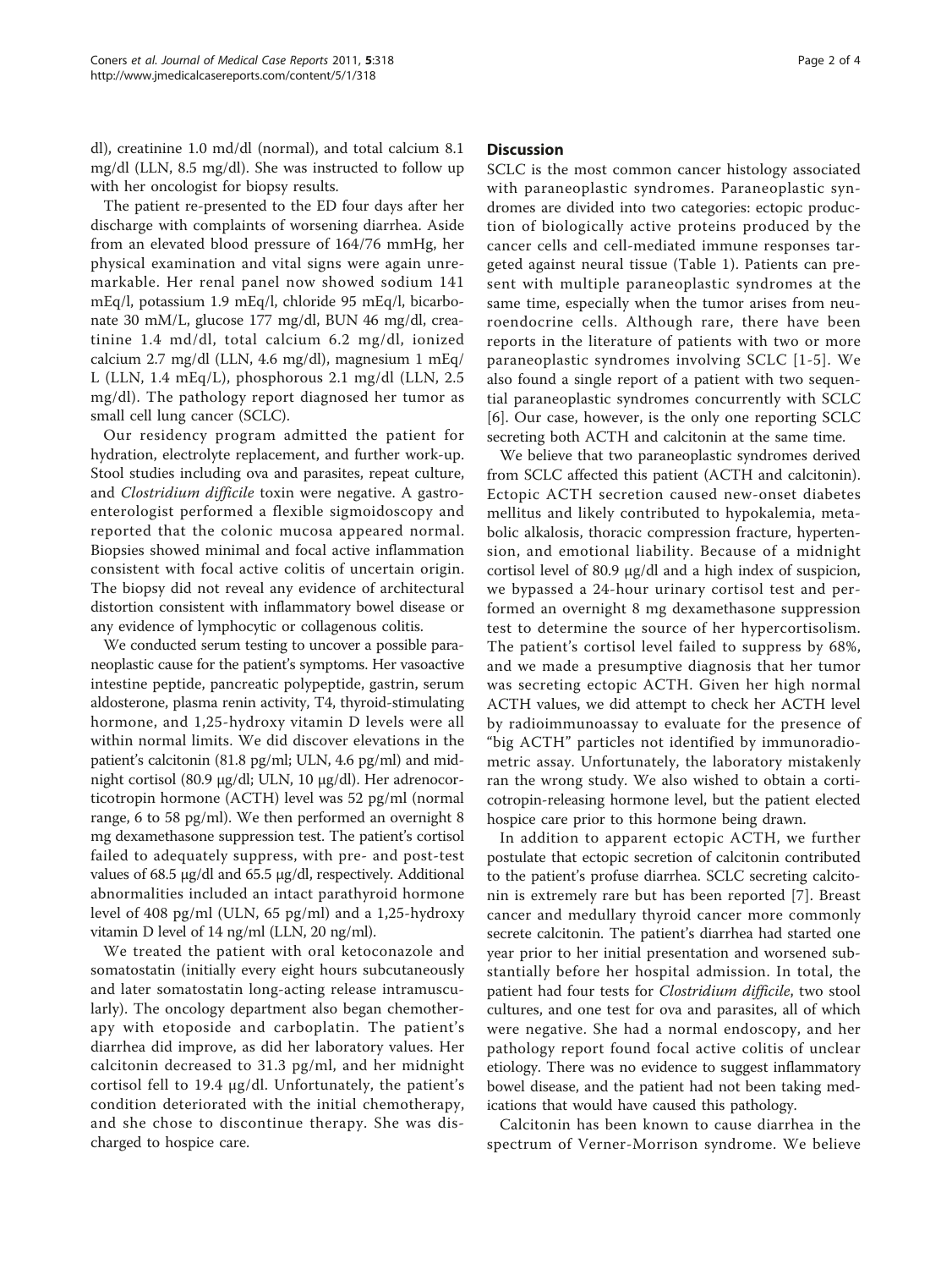dl), creatinine 1.0 md/dl (normal), and total calcium 8.1 mg/dl (LLN, 8.5 mg/dl). She was instructed to follow up with her oncologist for biopsy results.

The patient re-presented to the ED four days after her discharge with complaints of worsening diarrhea. Aside from an elevated blood pressure of 164/76 mmHg, her physical examination and vital signs were again unremarkable. Her renal panel now showed sodium 141 mEq/l, potassium 1.9 mEq/l, chloride 95 mEq/l, bicarbonate 30 mM/L, glucose 177 mg/dl, BUN 46 mg/dl, creatinine 1.4 md/dl, total calcium 6.2 mg/dl, ionized calcium 2.7 mg/dl (LLN, 4.6 mg/dl), magnesium 1 mEq/L (LLN, 1.4 mEq/L), phosphorous 2.1 mg/dl (LLN, 2.5 mg/dl). The pathology report diagnosed her tumor as small cell lung cancer (SCLC).

Our residency program admitted the patient for hydration, electrolyte replacement, and further work-up. Stool studies including ova and parasites, repeat culture, and *Clostridium difficile* toxin were negative. A gastroenterologist performed a flexible sigmoidoscopy and reported that the colonic mucosa appeared normal. Biopsies showed minimal and focal active inflammation consistent with focal active colitis of uncertain origin. The biopsy did not reveal any evidence of architectural distortion consistent with inflammatory bowel disease or any evidence of lymphocytic or collagenous colitis.

We conducted serum testing to uncover a possible paraneoplastic cause for the patient's symptoms. Her vasoactive intestine peptide, pancreatic polypeptide, gastrin, serum aldosterone, plasma renin activity, T4, thyroid-stimulating hormone, and 1,25-hydroxy vitamin D levels were all within normal limits. We did discover elevations in the patient's calcitonin (81.8 pg/ml; ULN, 4.6 pg/ml) and midnight cortisol (80.9 μg/dl; ULN, 10 μg/dl). Her adrenocorticotropin hormone (ACTH) level was 52 pg/ml (normal range, 6 to 58 pg/ml). We then performed an overnight 8 mg dexamethasone suppression test. The patient's cortisol failed to adequately suppress, with pre- and post-test values of 68.5 μg/dl and 65.5 μg/dl, respectively. Additional abnormalities included an intact parathyroid hormone level of 408 pg/ml (ULN, 65 pg/ml) and a 1,25-hydroxy vitamin D level of 14 ng/ml (LLN, 20 ng/ml).

We treated the patient with oral ketoconazole and somatostatin (initially every eight hours subcutaneously and later somatostatin long-acting release intramuscularly). The oncology department also began chemotherapy with etoposide and carboplatin. The patient's diarrhea did improve, as did her laboratory values. Her calcitonin decreased to 31.3 pg/ml, and her midnight cortisol fell to 19.4 μg/dl. Unfortunately, the patient's condition deteriorated with the initial chemotherapy, and she chose to discontinue therapy. She was discharged to hospice care.

## Discussion

SCLC is the most common cancer histology associated with paraneoplastic syndromes. Paraneoplastic syndromes are divided into two categories: ectopic production of biologically active proteins produced by the cancer cells and cell-mediated immune responses targeted against neural tissue (Table 1). Patients can present with multiple paraneoplastic syndromes at the same time, especially when the tumor arises from neuroendocrine cells. Although rare, there have been reports in the literature of patients with two or more paraneoplastic syndromes involving SCLC [1-5]. We also found a single report of a patient with two sequential paraneoplastic syndromes concurrently with SCLC [6]. Our case, however, is the only one reporting SCLC secreting both ACTH and calcitonin at the same time.

We believe that two paraneoplastic syndromes derived from SCLC affected this patient (ACTH and calcitonin). Ectopic ACTH secretion caused new-onset diabetes mellitus and likely contributed to hypokalemia, metabolic alkalosis, thoracic compression fracture, hypertension, and emotional liability. Because of a midnight cortisol level of 80.9 μg/dl and a high index of suspicion, we bypassed a 24-hour urinary cortisol test and performed an overnight 8 mg dexamethasone suppression test to determine the source of her hypercortisolism. The patient's cortisol level failed to suppress by 68%, and we made a presumptive diagnosis that her tumor was secreting ectopic ACTH. Given her high normal ACTH values, we did attempt to check her ACTH level by radioimmunoassay to evaluate for the presence of "big ACTH" particles not identified by immunoradiometric assay. Unfortunately, the laboratory mistakenly ran the wrong study. We also wished to obtain a corticotropin-releasing hormone level, but the patient elected hospice care prior to this hormone being drawn.

In addition to apparent ectopic ACTH, we further postulate that ectopic secretion of calcitonin contributed to the patient's profuse diarrhea. SCLC secreting calcitonin is extremely rare but has been reported [7]. Breast cancer and medullary thyroid cancer more commonly secrete calcitonin. The patient's diarrhea had started one year prior to her initial presentation and worsened substantially before her hospital admission. In total, the patient had four tests for *Clostridium difficile*, two stool cultures, and one test for ova and parasites, all of which were negative. She had a normal endoscopy, and her pathology report found focal active colitis of unclear etiology. There was no evidence to suggest inflammatory bowel disease, and the patient had not been taking medications that would have caused this pathology.

Calcitonin has been known to cause diarrhea in the spectrum of Verner-Morrison syndrome. We believe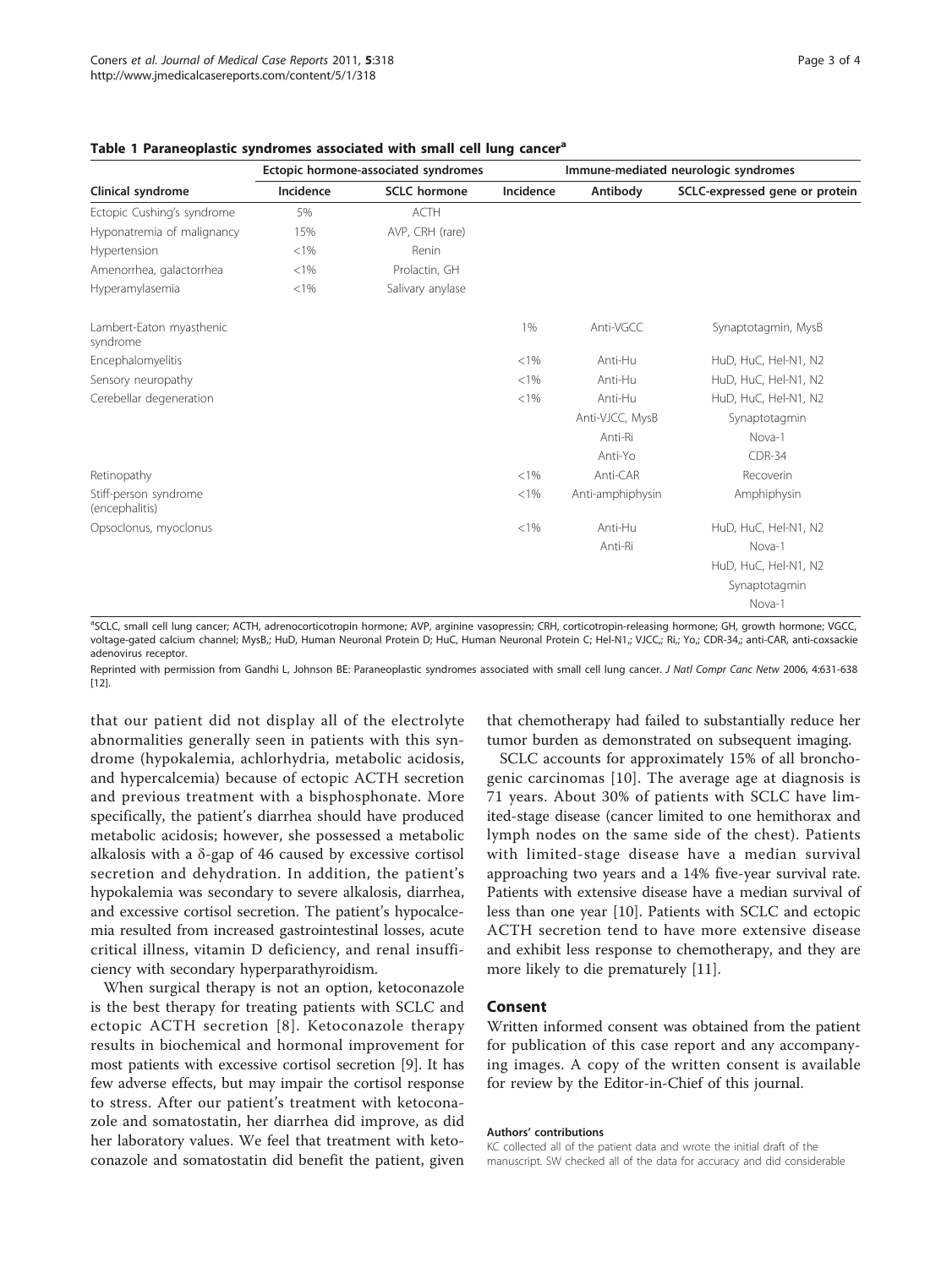**Table 1 Paraneoplastic syndromes associated with small cell lung cancer[a]**

| | Ectopic hormone-associated syndromes | | Immune-mediated neurologic syndromes | | |
|---|---|---|---|---|---|
| Clinical syndrome | Incidence | SCLC hormone | Incidence | Antibody | SCLC-expressed gene or protein |
| Ectopic Cushing's syndrome | 5% | ACTH | | | |
| Hyponatremia of malignancy | 15% | AVP, CRH (rare) | | | |
| Hypertension | <1% | Renin | | | |
| Amenorrhea, galactorrhea | <1% | Prolactin, GH | | | |
| Hyperamylasemia | <1% | Salivary anylase | | | |
| Lambert-Eaton myasthenic syndrome | | | 1% | Anti-VGCC | Synaptotagmin, MysB |
| Encephalomyelitis | | | <1% | Anti-Hu | HuD, HuC, Hel-N1, N2 |
| Sensory neuropathy | | | <1% | Anti-Hu | HuD, HuC, Hel-N1, N2 |
| Cerebellar degeneration | | | <1% | Anti-Hu | HuD, HuC, Hel-N1, N2 |
| | | | | Anti-VJCC, MysB | Synaptotagmin |
| | | | | Anti-Ri | Nova-1 |
| | | | | Anti-Yo | CDR-34 |
| Retinopathy | | | <1% | Anti-CAR | Recoverin |
| Stiff-person syndrome (encephalitis) | | | <1% | Anti-amphiphysin | Amphiphysin |
| Opsoclonus, myoclonus | | | <1% | Anti-Hu | HuD, HuC, Hel-N1, N2 |
| | | | | Anti-Ri | Nova-1 |
| | | | | | HuD, HuC, Hel-N1, N2 |
| | | | | | Synaptotagmin |
| | | | | | Nova-1 |

[a]SCLC, small cell lung cancer; ACTH, adrenocorticotropin hormone; AVP, arginine vasopressin; CRH, corticotropin-releasing hormone; GH, growth hormone; VGCC, voltage-gated calcium channel; MysB,; HuD, Human Neuronal Protein D; HuC, Human Neuronal Protein C; Hel-N1,; VJCC,; Ri,; Yo,; CDR-34,; anti-CAR, anti-coxsackie adenovirus receptor.

Reprinted with permission from Gandhi L, Johnson BE: Paraneoplastic syndromes associated with small cell lung cancer. *J Natl Compr Canc Netw* 2006, 4:631-638 [12].

that our patient did not display all of the electrolyte abnormalities generally seen in patients with this syndrome (hypokalemia, achlorhydria, metabolic acidosis, and hypercalcemia) because of ectopic ACTH secretion and previous treatment with a bisphosphonate. More specifically, the patient's diarrhea should have produced metabolic acidosis; however, she possessed a metabolic alkalosis with a δ-gap of 46 caused by excessive cortisol secretion and dehydration. In addition, the patient's hypokalemia was secondary to severe alkalosis, diarrhea, and excessive cortisol secretion. The patient's hypocalcemia resulted from increased gastrointestinal losses, acute critical illness, vitamin D deficiency, and renal insufficiency with secondary hyperparathyroidism.

When surgical therapy is not an option, ketoconazole is the best therapy for treating patients with SCLC and ectopic ACTH secretion [8]. Ketoconazole therapy results in biochemical and hormonal improvement for most patients with excessive cortisol secretion [9]. It has few adverse effects, but may impair the cortisol response to stress. After our patient's treatment with ketoconazole and somatostatin, her diarrhea did improve, as did her laboratory values. We feel that treatment with ketoconazole and somatostatin did benefit the patient, given that chemotherapy had failed to substantially reduce her tumor burden as demonstrated on subsequent imaging.

SCLC accounts for approximately 15% of all bronchogenic carcinomas [10]. The average age at diagnosis is 71 years. About 30% of patients with SCLC have limited-stage disease (cancer limited to one hemithorax and lymph nodes on the same side of the chest). Patients with limited-stage disease have a median survival approaching two years and a 14% five-year survival rate. Patients with extensive disease have a median survival of less than one year [10]. Patients with SCLC and ectopic ACTH secretion tend to have more extensive disease and exhibit less response to chemotherapy, and they are more likely to die prematurely [11].

## Consent

Written informed consent was obtained from the patient for publication of this case report and any accompanying images. A copy of the written consent is available for review by the Editor-in-Chief of this journal.

#### Authors' contributions

KC collected all of the patient data and wrote the initial draft of the manuscript. SW checked all of the data for accuracy and did considerable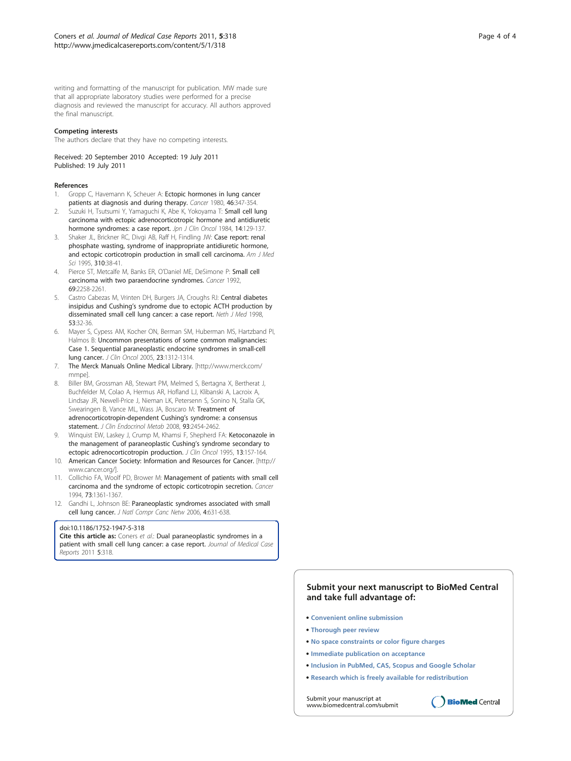writing and formatting of the manuscript for publication. MW made sure that all appropriate laboratory studies were performed for a precise diagnosis and reviewed the manuscript for accuracy. All authors approved the final manuscript.

### Competing interests

The authors declare that they have no competing interests.

Received: 20 September 2010 Accepted: 19 July 2011
Published: 19 July 2011

### References

1. Gropp C, Havemann K, Scheuer A: **Ectopic hormones in lung cancer patients at diagnosis and during therapy.** *Cancer* 1980, **46**:347-354.
2. Suzuki H, Tsutsumi Y, Yamaguchi K, Abe K, Yokoyama T: **Small cell lung carcinoma with ectopic adrenocorticotropic hormone and antidiuretic hormone syndromes: a case report.** *Jpn J Clin Oncol* 1984, **14**:129-137.
3. Shaker JL, Brickner RC, Divgi AB, Raff H, Findling JW: **Case report: renal phosphate wasting, syndrome of inappropriate antidiuretic hormone, and ectopic corticotropin production in small cell carcinoma.** *Am J Med Sci* 1995, **310**:38-41.
4. Pierce ST, Metcalfe M, Banks ER, O'Daniel ME, DeSimone P: **Small cell carcinoma with two paraendocrine syndromes.** *Cancer* 1992, **69**:2258-2261.
5. Castro Cabezas M, Vrinten DH, Burgers JA, Croughs RJ: **Central diabetes insipidus and Cushing's syndrome due to ectopic ACTH production by disseminated small cell lung cancer: a case report.** *Neth J Med* 1998, **53**:32-36.
6. Mayer S, Cypess AM, Kocher ON, Berman SM, Huberman MS, Hartzband PI, Halmos B: **Uncommon presentations of some common malignancies: Case 1. Sequential paraneoplastic endocrine syndromes in small-cell lung cancer.** *J Clin Oncol* 2005, **23**:1312-1314.
7. **The Merck Manuals Online Medical Library.** [http://www.merck.com/mmpe].
8. Biller BM, Grossman AB, Stewart PM, Melmed S, Bertagna X, Bertherat J, Buchfelder M, Colao A, Hermus AR, Hofland LJ, Klibanski A, Lacroix A, Lindsay JR, Newell-Price J, Nieman LK, Petersenn S, Sonino N, Stalla GK, Swearingen B, Vance ML, Wass JA, Boscaro M: **Treatment of adrenocorticotropin-dependent Cushing's syndrome: a consensus statement.** *J Clin Endocrinol Metab* 2008, **93**:2454-2462.
9. Winquist EW, Laskey J, Crump M, Khamsi F, Shepherd FA: **Ketoconazole in the management of paraneoplastic Cushing's syndrome secondary to ectopic adrenocorticotropin production.** *J Clin Oncol* 1995, **13**:157-164.
10. **American Cancer Society: Information and Resources for Cancer.** [http://www.cancer.org/].
11. Collichio FA, Woolf PD, Brower M: **Management of patients with small cell carcinoma and the syndrome of ectopic corticotropin secretion.** *Cancer* 1994, **73**:1361-1367.
12. Gandhi L, Johnson BE: **Paraneoplastic syndromes associated with small cell lung cancer.** *J Natl Compr Canc Netw* 2006, **4**:631-638.

doi:10.1186/1752-1947-5-318
**Cite this article as:** Coners *et al.*: Dual paraneoplastic syndromes in a patient with small cell lung cancer: a case report. *Journal of Medical Case Reports* 2011 **5**:318.

**Submit your next manuscript to BioMed Central and take full advantage of:**

- **Convenient online submission**
- **Thorough peer review**
- **No space constraints or color figure charges**
- **Immediate publication on acceptance**
- **Inclusion in PubMed, CAS, Scopus and Google Scholar**
- **Research which is freely available for redistribution**

Submit your manuscript at
www.biomedcentral.com/submit

BioMed Central